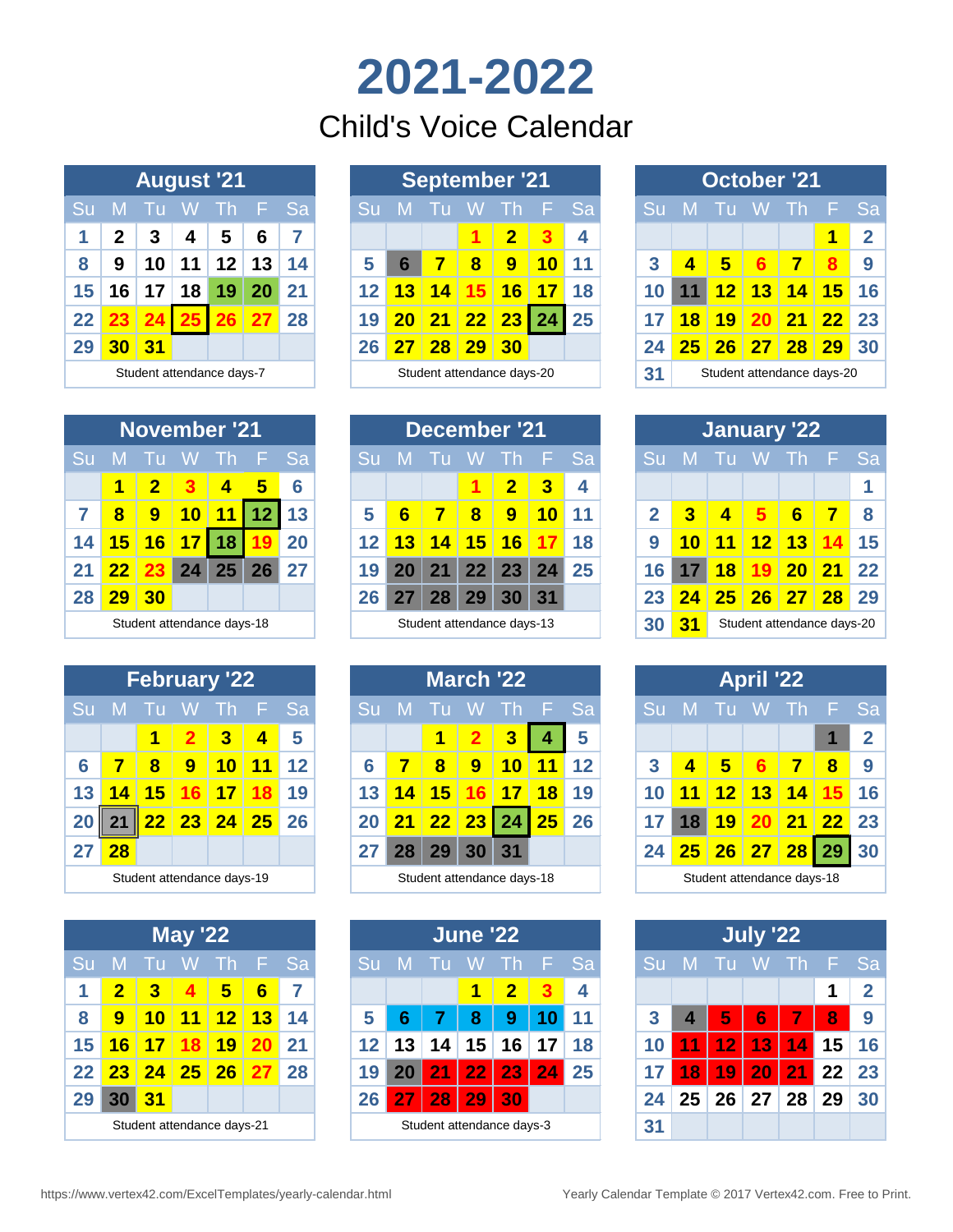# 2021-2022

## Child's Voice Calendar

### August '21

| Su | M | Tu | W | Th | F | Sa |
|---|---|---|---|---|---|---|
| 1 | 2 | 3 | 4 | 5 | 6 | 7 |
| 8 | 9 | 10 | 11 | 12 | 13 | 14 |
| 15 | 16 | 17 | 18 | 19 | 20 | 21 |
| 22 | 23 | 24 | 25 | 26 | 27 | 28 |
| 29 | 30 | 31 | | | | |

Student attendance days-7

### September '21

| Su | M | Tu | W | Th | F | Sa |
|---|---|---|---|---|---|---|
| | | | 1 | 2 | 3 | 4 |
| 5 | 6 | 7 | 8 | 9 | 10 | 11 |
| 12 | 13 | 14 | 15 | 16 | 17 | 18 |
| 19 | 20 | 21 | 22 | 23 | 24 | 25 |
| 26 | 27 | 28 | 29 | 30 | | |

Student attendance days-20

### October '21

| Su | M | Tu | W | Th | F | Sa |
|---|---|---|---|---|---|---|
| | | | | | 1 | 2 |
| 3 | 4 | 5 | 6 | 7 | 8 | 9 |
| 10 | 11 | 12 | 13 | 14 | 15 | 16 |
| 17 | 18 | 19 | 20 | 21 | 22 | 23 |
| 24 | 25 | 26 | 27 | 28 | 29 | 30 |
| 31 | | | | | | |

Student attendance days-20

### November '21

| Su | M | Tu | W | Th | F | Sa |
|---|---|---|---|---|---|---|
| | 1 | 2 | 3 | 4 | 5 | 6 |
| 7 | 8 | 9 | 10 | 11 | 12 | 13 |
| 14 | 15 | 16 | 17 | 18 | 19 | 20 |
| 21 | 22 | 23 | 24 | 25 | 26 | 27 |
| 28 | 29 | 30 | | | | |

Student attendance days-18

### December '21

| Su | M | Tu | W | Th | F | Sa |
|---|---|---|---|---|---|---|
| | | | 1 | 2 | 3 | 4 |
| 5 | 6 | 7 | 8 | 9 | 10 | 11 |
| 12 | 13 | 14 | 15 | 16 | 17 | 18 |
| 19 | 20 | 21 | 22 | 23 | 24 | 25 |
| 26 | 27 | 28 | 29 | 30 | 31 | |

Student attendance days-13

### January '22

| Su | M | Tu | W | Th | F | Sa |
|---|---|---|---|---|---|---|
| | | | | | | 1 |
| 2 | 3 | 4 | 5 | 6 | 7 | 8 |
| 9 | 10 | 11 | 12 | 13 | 14 | 15 |
| 16 | 17 | 18 | 19 | 20 | 21 | 22 |
| 23 | 24 | 25 | 26 | 27 | 28 | 29 |
| 30 | 31 | | | | | |

Student attendance days-20

### February '22

| Su | M | Tu | W | Th | F | Sa |
|---|---|---|---|---|---|---|
| | | 1 | 2 | 3 | 4 | 5 |
| 6 | 7 | 8 | 9 | 10 | 11 | 12 |
| 13 | 14 | 15 | 16 | 17 | 18 | 19 |
| 20 | 21 | 22 | 23 | 24 | 25 | 26 |
| 27 | 28 | | | | | |

Student attendance days-19

### March '22

| Su | M | Tu | W | Th | F | Sa |
|---|---|---|---|---|---|---|
| | | 1 | 2 | 3 | 4 | 5 |
| 6 | 7 | 8 | 9 | 10 | 11 | 12 |
| 13 | 14 | 15 | 16 | 17 | 18 | 19 |
| 20 | 21 | 22 | 23 | 24 | 25 | 26 |
| 27 | 28 | 29 | 30 | 31 | | |

Student attendance days-18

### April '22

| Su | M | Tu | W | Th | F | Sa |
|---|---|---|---|---|---|---|
| | | | | | 1 | 2 |
| 3 | 4 | 5 | 6 | 7 | 8 | 9 |
| 10 | 11 | 12 | 13 | 14 | 15 | 16 |
| 17 | 18 | 19 | 20 | 21 | 22 | 23 |
| 24 | 25 | 26 | 27 | 28 | 29 | 30 |

Student attendance days-18

### May '22

| Su | M | Tu | W | Th | F | Sa |
|---|---|---|---|---|---|---|
| 1 | 2 | 3 | 4 | 5 | 6 | 7 |
| 8 | 9 | 10 | 11 | 12 | 13 | 14 |
| 15 | 16 | 17 | 18 | 19 | 20 | 21 |
| 22 | 23 | 24 | 25 | 26 | 27 | 28 |
| 29 | 30 | 31 | | | | |

Student attendance days-21

### June '22

| Su | M | Tu | W | Th | F | Sa |
|---|---|---|---|---|---|---|
| | | | 1 | 2 | 3 | 4 |
| 5 | 6 | 7 | 8 | 9 | 10 | 11 |
| 12 | 13 | 14 | 15 | 16 | 17 | 18 |
| 19 | 20 | 21 | 22 | 23 | 24 | 25 |
| 26 | 27 | 28 | 29 | 30 | | |

Student attendance days-3

### July '22

| Su | M | Tu | W | Th | F | Sa |
|---|---|---|---|---|---|---|
| | | | | | 1 | 2 |
| 3 | 4 | 5 | 6 | 7 | 8 | 9 |
| 10 | 11 | 12 | 13 | 14 | 15 | 16 |
| 17 | 18 | 19 | 20 | 21 | 22 | 23 |
| 24 | 25 | 26 | 27 | 28 | 29 | 30 |
| 31 | | | | | | |

https://www.vertex42.com/ExcelTemplates/yearly-calendar.html

Yearly Calendar Template © 2017 Vertex42.com. Free to Print.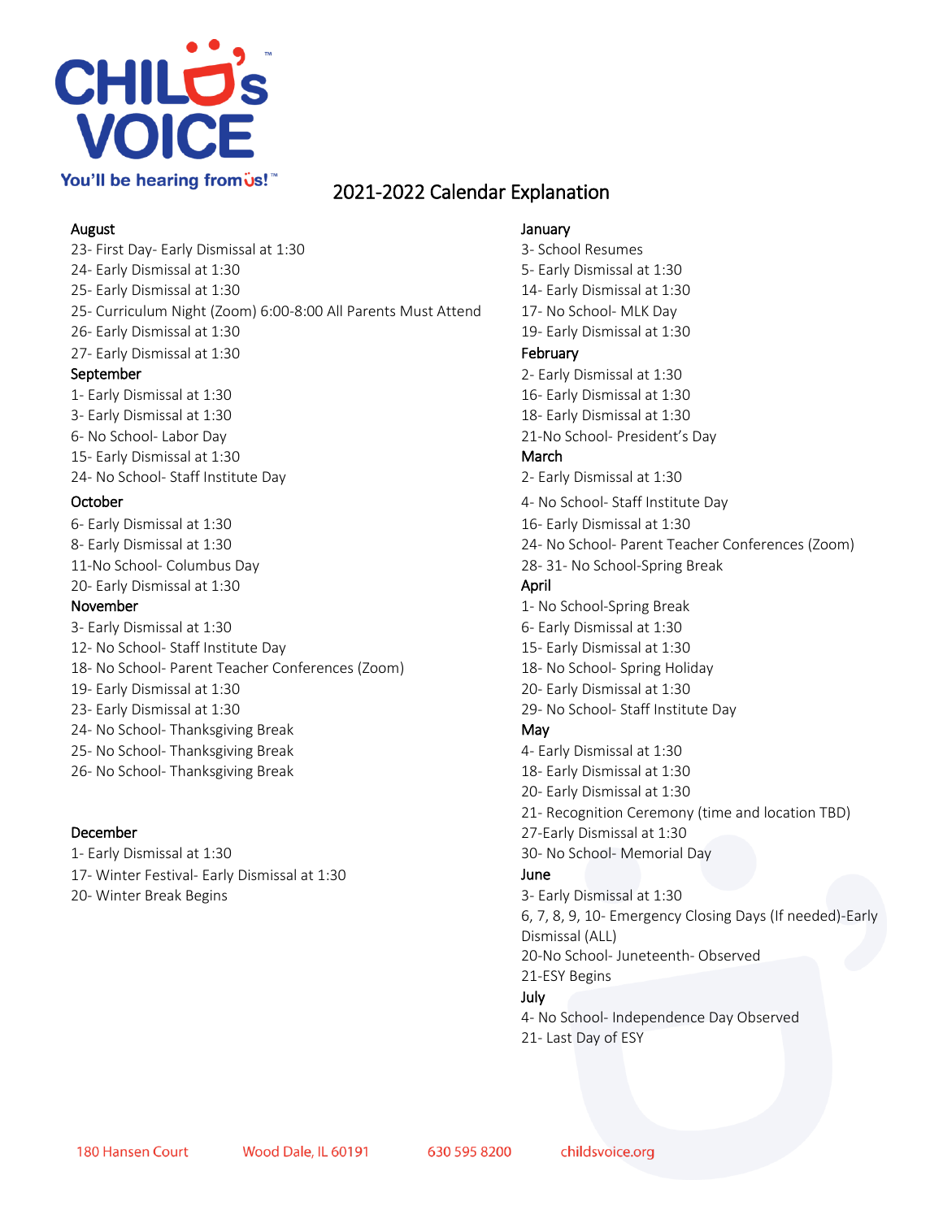# 2021-2022 Calendar Explanation

**August**

23- First Day- Early Dismissal at 1:30
24- Early Dismissal at 1:30
25- Early Dismissal at 1:30
25- Curriculum Night (Zoom) 6:00-8:00 All Parents Must Attend
26- Early Dismissal at 1:30
27- Early Dismissal at 1:30

**September**

1- Early Dismissal at 1:30
3- Early Dismissal at 1:30
6- No School- Labor Day
15- Early Dismissal at 1:30
24- No School- Staff Institute Day

**October**

6- Early Dismissal at 1:30
8- Early Dismissal at 1:30
11-No School- Columbus Day
20- Early Dismissal at 1:30

**November**

3- Early Dismissal at 1:30
12- No School- Staff Institute Day
18- No School- Parent Teacher Conferences (Zoom)
19- Early Dismissal at 1:30
23- Early Dismissal at 1:30
24- No School- Thanksgiving Break
25- No School- Thanksgiving Break
26- No School- Thanksgiving Break

**December**

1- Early Dismissal at 1:30
17- Winter Festival- Early Dismissal at 1:30
20- Winter Break Begins

**January**

3- School Resumes
5- Early Dismissal at 1:30
14- Early Dismissal at 1:30
17- No School- MLK Day
19- Early Dismissal at 1:30

**February**

2- Early Dismissal at 1:30
16- Early Dismissal at 1:30
18- Early Dismissal at 1:30
21-No School- President's Day

**March**

2- Early Dismissal at 1:30
4- No School- Staff Institute Day
16- Early Dismissal at 1:30
24- No School- Parent Teacher Conferences (Zoom)
28- 31- No School-Spring Break

**April**

1- No School-Spring Break
6- Early Dismissal at 1:30
15- Early Dismissal at 1:30
18- No School- Spring Holiday
20- Early Dismissal at 1:30
29- No School- Staff Institute Day

**May**

4- Early Dismissal at 1:30
18- Early Dismissal at 1:30
20- Early Dismissal at 1:30
21- Recognition Ceremony (time and location TBD)
27-Early Dismissal at 1:30
30- No School- Memorial Day

**June**

3- Early Dismissal at 1:30
6, 7, 8, 9, 10- Emergency Closing Days (If needed)-Early Dismissal (ALL)
20-No School- Juneteenth- Observed
21-ESY Begins

**July**

4- No School- Independence Day Observed
21- Last Day of ESY

180 Hansen Court Wood Dale, IL 60191 630 595 8200 childsvoice.org